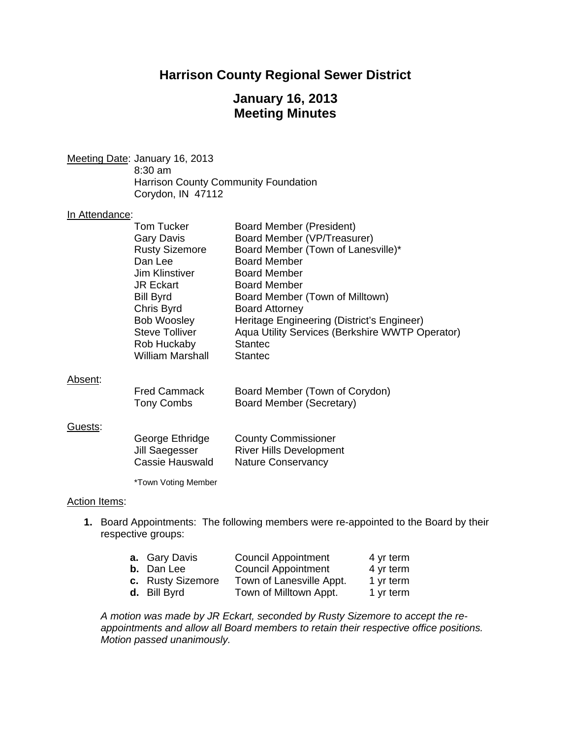# Harrison County Regional Sewer District

## January 16, 2013
## Meeting Minutes

Meeting Date: January 16, 2013
8:30 am
Harrison County Community Foundation
Corydon, IN 47112

In Attendance:

| | |
|---|---|
| Tom Tucker | Board Member (President) |
| Gary Davis | Board Member (VP/Treasurer) |
| Rusty Sizemore | Board Member (Town of Lanesville)* |
| Dan Lee | Board Member |
| Jim Klinstiver | Board Member |
| JR Eckart | Board Member |
| Bill Byrd | Board Member (Town of Milltown) |
| Chris Byrd | Board Attorney |
| Bob Woosley | Heritage Engineering (District's Engineer) |
| Steve Tolliver | Aqua Utility Services (Berkshire WWTP Operator) |
| Rob Huckaby | Stantec |
| William Marshall | Stantec |

Absent:

| | |
|---|---|
| Fred Cammack | Board Member (Town of Corydon) |
| Tony Combs | Board Member (Secretary) |

Guests:

| | |
|---|---|
| George Ethridge | County Commissioner |
| Jill Saegesser | River Hills Development |
| Cassie Hauswald | Nature Conservancy |

*Town Voting Member

Action Items:

1. Board Appointments: The following members were re-appointed to the Board by their respective groups:

| | | |
|---|---|---|
| **a.** Gary Davis | Council Appointment | 4 yr term |
| **b.** Dan Lee | Council Appointment | 4 yr term |
| **c.** Rusty Sizemore | Town of Lanesville Appt. | 1 yr term |
| **d.** Bill Byrd | Town of Milltown Appt. | 1 yr term |

*A motion was made by JR Eckart, seconded by Rusty Sizemore to accept the re-appointments and allow all Board members to retain their respective office positions. Motion passed unanimously.*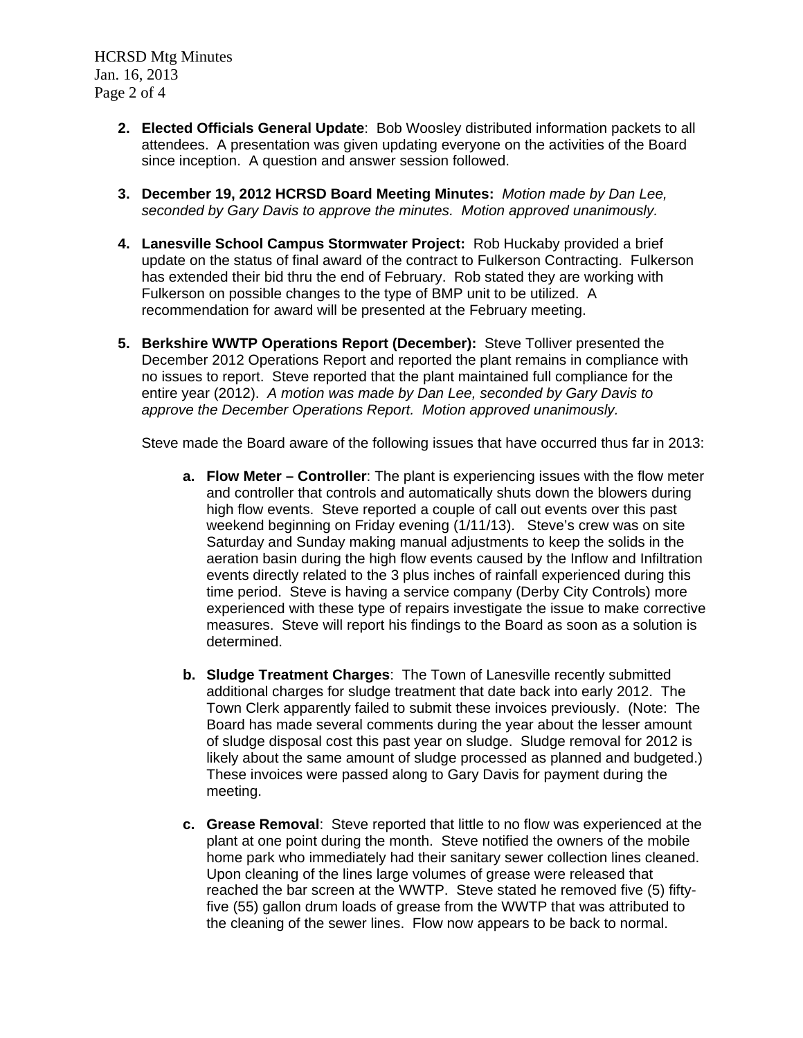2. **Elected Officials General Update**: Bob Woosley distributed information packets to all attendees. A presentation was given updating everyone on the activities of the Board since inception. A question and answer session followed.

3. **December 19, 2012 HCRSD Board Meeting Minutes:** *Motion made by Dan Lee, seconded by Gary Davis to approve the minutes. Motion approved unanimously.*

4. **Lanesville School Campus Stormwater Project:** Rob Huckaby provided a brief update on the status of final award of the contract to Fulkerson Contracting. Fulkerson has extended their bid thru the end of February. Rob stated they are working with Fulkerson on possible changes to the type of BMP unit to be utilized. A recommendation for award will be presented at the February meeting.

5. **Berkshire WWTP Operations Report (December):** Steve Tolliver presented the December 2012 Operations Report and reported the plant remains in compliance with no issues to report. Steve reported that the plant maintained full compliance for the entire year (2012). *A motion was made by Dan Lee, seconded by Gary Davis to approve the December Operations Report. Motion approved unanimously.*

   Steve made the Board aware of the following issues that have occurred thus far in 2013:

   a. **Flow Meter – Controller**: The plant is experiencing issues with the flow meter and controller that controls and automatically shuts down the blowers during high flow events. Steve reported a couple of call out events over this past weekend beginning on Friday evening (1/11/13). Steve's crew was on site Saturday and Sunday making manual adjustments to keep the solids in the aeration basin during the high flow events caused by the Inflow and Infiltration events directly related to the 3 plus inches of rainfall experienced during this time period. Steve is having a service company (Derby City Controls) more experienced with these type of repairs investigate the issue to make corrective measures. Steve will report his findings to the Board as soon as a solution is determined.

   b. **Sludge Treatment Charges**: The Town of Lanesville recently submitted additional charges for sludge treatment that date back into early 2012. The Town Clerk apparently failed to submit these invoices previously. (Note: The Board has made several comments during the year about the lesser amount of sludge disposal cost this past year on sludge. Sludge removal for 2012 is likely about the same amount of sludge processed as planned and budgeted.) These invoices were passed along to Gary Davis for payment during the meeting.

   c. **Grease Removal**: Steve reported that little to no flow was experienced at the plant at one point during the month. Steve notified the owners of the mobile home park who immediately had their sanitary sewer collection lines cleaned. Upon cleaning of the lines large volumes of grease were released that reached the bar screen at the WWTP. Steve stated he removed five (5) fifty-five (55) gallon drum loads of grease from the WWTP that was attributed to the cleaning of the sewer lines. Flow now appears to be back to normal.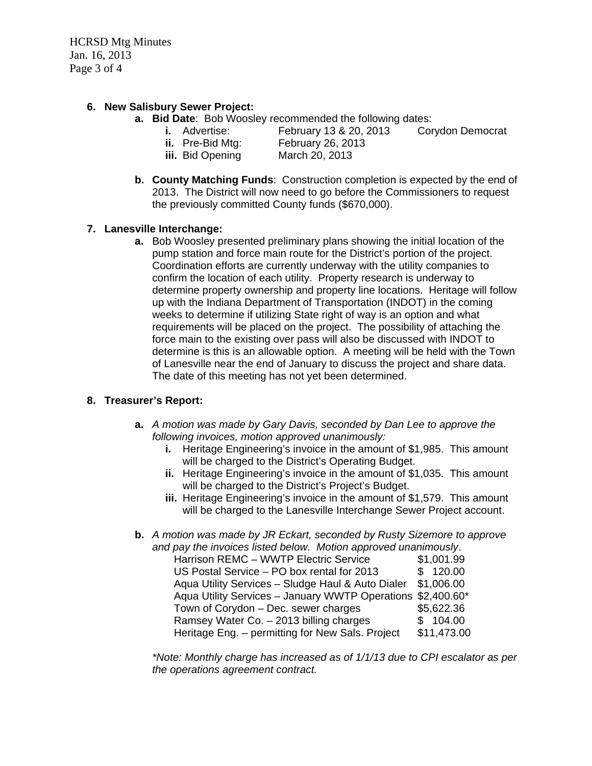6. **New Salisbury Sewer Project:**
    a. **Bid Date**: Bob Woosley recommended the following dates:
        i. Advertise: February 13 & 20, 2013 Corydon Democrat
        ii. Pre-Bid Mtg: February 26, 2013
        iii. Bid Opening March 20, 2013

    b. **County Matching Funds**: Construction completion is expected by the end of 2013. The District will now need to go before the Commissioners to request the previously committed County funds ($670,000).

7. **Lanesville Interchange:**
    a. Bob Woosley presented preliminary plans showing the initial location of the pump station and force main route for the District's portion of the project. Coordination efforts are currently underway with the utility companies to confirm the location of each utility. Property research is underway to determine property ownership and property line locations. Heritage will follow up with the Indiana Department of Transportation (INDOT) in the coming weeks to determine if utilizing State right of way is an option and what requirements will be placed on the project. The possibility of attaching the force main to the existing over pass will also be discussed with INDOT to determine is this is an allowable option. A meeting will be held with the Town of Lanesville near the end of January to discuss the project and share data. The date of this meeting has not yet been determined.

8. **Treasurer's Report:**

    a. *A motion was made by Gary Davis, seconded by Dan Lee to approve the following invoices, motion approved unanimously:*
        i. Heritage Engineering's invoice in the amount of $1,985. This amount will be charged to the District's Operating Budget.
        ii. Heritage Engineering's invoice in the amount of $1,035. This amount will be charged to the District's Project's Budget.
        iii. Heritage Engineering's invoice in the amount of $1,579. This amount will be charged to the Lanesville Interchange Sewer Project account.

    b. *A motion was made by JR Eckart, seconded by Rusty Sizemore to approve and pay the invoices listed below. Motion approved unanimously*.

| | |
|---|---|
| Harrison REMC – WWTP Electric Service | $1,001.99 |
| US Postal Service – PO box rental for 2013 | $ 120.00 |
| Aqua Utility Services – Sludge Haul & Auto Dialer | $1,006.00 |
| Aqua Utility Services – January WWTP Operations | $2,400.60* |
| Town of Corydon – Dec. sewer charges | $5,622.36 |
| Ramsey Water Co. – 2013 billing charges | $ 104.00 |
| Heritage Eng. – permitting for New Sals. Project | $11,473.00 |

*\*Note: Monthly charge has increased as of 1/1/13 due to CPI escalator as per the operations agreement contract.*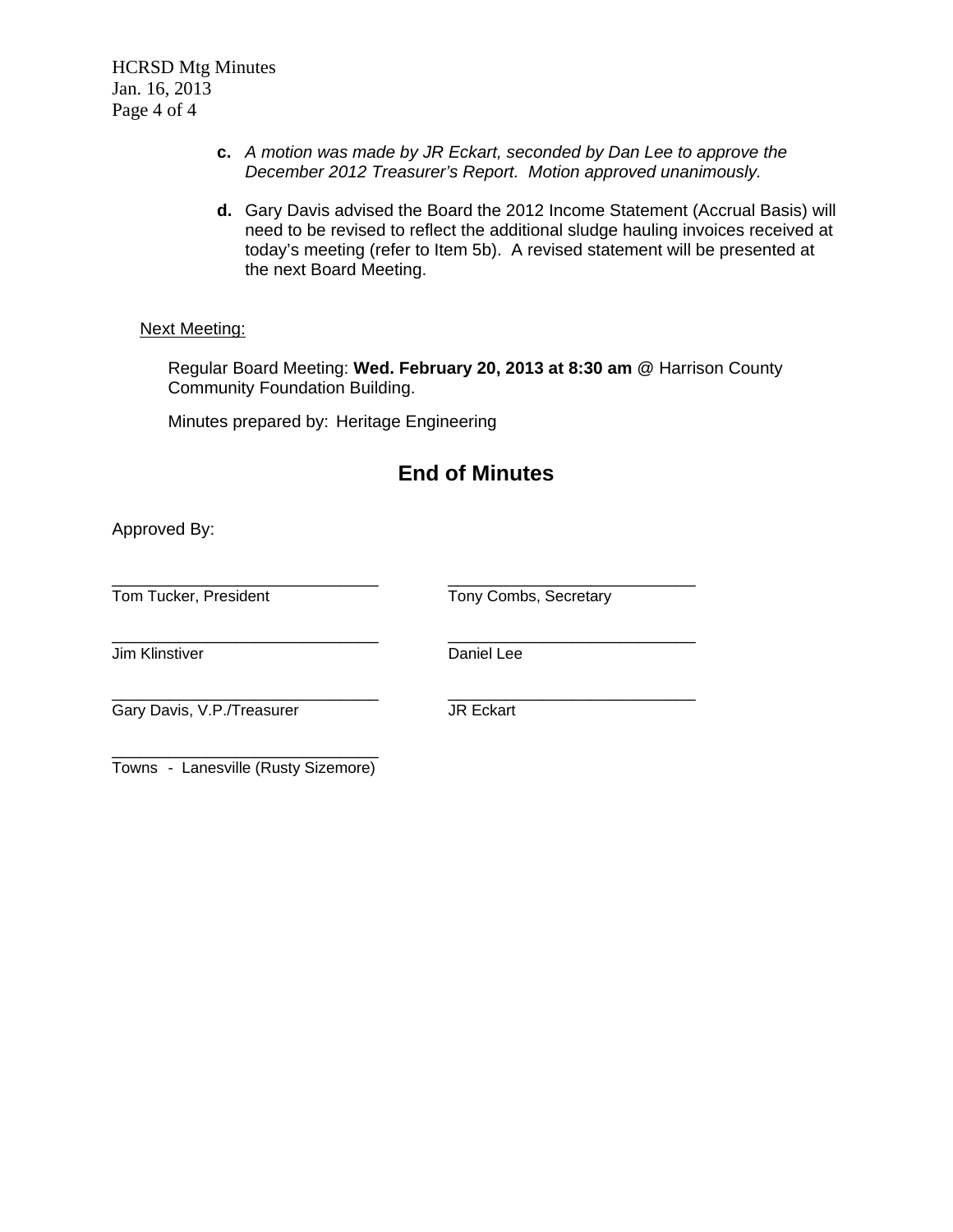c. *A motion was made by JR Eckart, seconded by Dan Lee to approve the December 2012 Treasurer's Report. Motion approved unanimously.*

d. Gary Davis advised the Board the 2012 Income Statement (Accrual Basis) will need to be revised to reflect the additional sludge hauling invoices received at today's meeting (refer to Item 5b). A revised statement will be presented at the next Board Meeting.

Next Meeting:

Regular Board Meeting: **Wed. February 20, 2013 at 8:30 am** @ Harrison County Community Foundation Building.

Minutes prepared by: Heritage Engineering

## End of Minutes

Approved By:

| | |
|---|---|
| _____________________________ | _____________________________ |
| Tom Tucker, President | Tony Combs, Secretary |
| _____________________________ | _____________________________ |
| Jim Klinstiver | Daniel Lee |
| _____________________________ | _____________________________ |
| Gary Davis, V.P./Treasurer | JR Eckart |
| _____________________________ | |
| Towns - Lanesville (Rusty Sizemore) | |